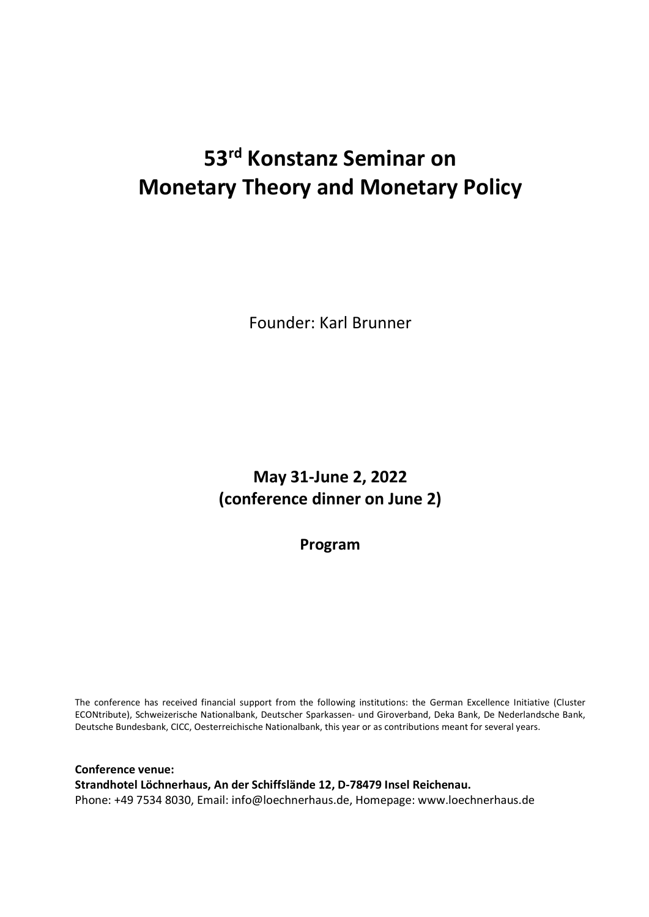# 53rd Konstanz Seminar on Monetary Theory and Monetary Policy

Founder: Karl Brunner

**May 31-June 2, 2022**
**(conference dinner on June 2)**

**Program**

The conference has received financial support from the following institutions: the German Excellence Initiative (Cluster ECONtribute), Schweizerische Nationalbank, Deutscher Sparkassen- und Giroverband, Deka Bank, De Nederlandsche Bank, Deutsche Bundesbank, CICC, Oesterreichische Nationalbank, this year or as contributions meant for several years.

**Conference venue:**
**Strandhotel Löchnerhaus, An der Schiffslände 12, D-78479 Insel Reichenau.**
Phone: +49 7534 8030, Email: info@loechnerhaus.de, Homepage: www.loechnerhaus.de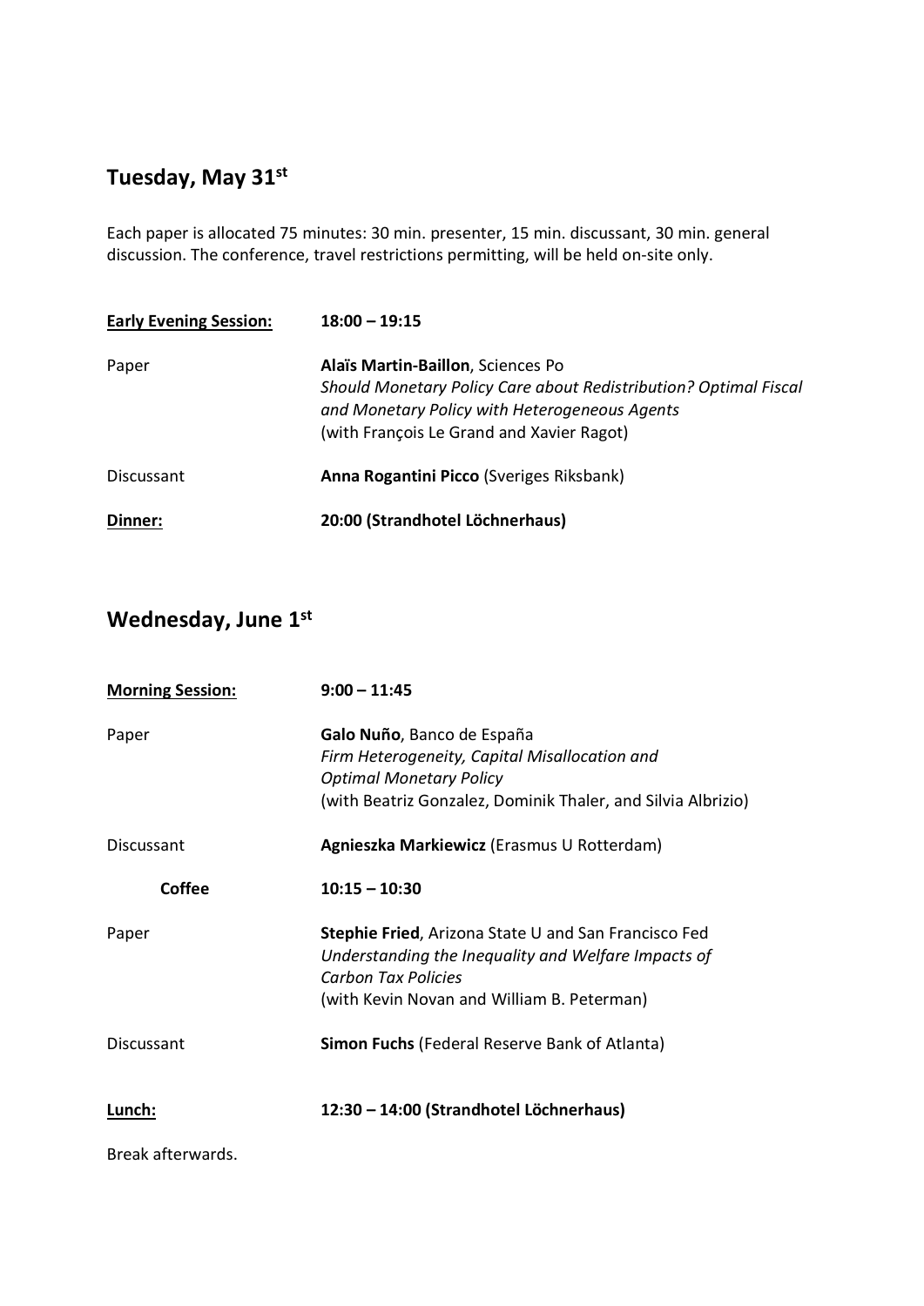## Tuesday, May 31st

Each paper is allocated 75 minutes: 30 min. presenter, 15 min. discussant, 30 min. general discussion. The conference, travel restrictions permitting, will be held on-site only.

| | |
|---|---|
| **Early Evening Session:** | **18:00 – 19:15** |
| Paper | **Alaïs Martin-Baillon**, Sciences Po<br>*Should Monetary Policy Care about Redistribution? Optimal Fiscal and Monetary Policy with Heterogeneous Agents*<br>(with François Le Grand and Xavier Ragot) |
| Discussant | **Anna Rogantini Picco** (Sveriges Riksbank) |
| **Dinner:** | **20:00 (Strandhotel Löchnerhaus)** |

## Wednesday, June 1st

| | |
|---|---|
| **Morning Session:** | **9:00 – 11:45** |
| Paper | **Galo Nuño**, Banco de España<br>*Firm Heterogeneity, Capital Misallocation and Optimal Monetary Policy*<br>(with Beatriz Gonzalez, Dominik Thaler, and Silvia Albrizio) |
| Discussant | **Agnieszka Markiewicz** (Erasmus U Rotterdam) |
| **Coffee** | **10:15 – 10:30** |
| Paper | **Stephie Fried**, Arizona State U and San Francisco Fed<br>*Understanding the Inequality and Welfare Impacts of Carbon Tax Policies*<br>(with Kevin Novan and William B. Peterman) |
| Discussant | **Simon Fuchs** (Federal Reserve Bank of Atlanta) |
| **Lunch:** | **12:30 – 14:00 (Strandhotel Löchnerhaus)** |

Break afterwards.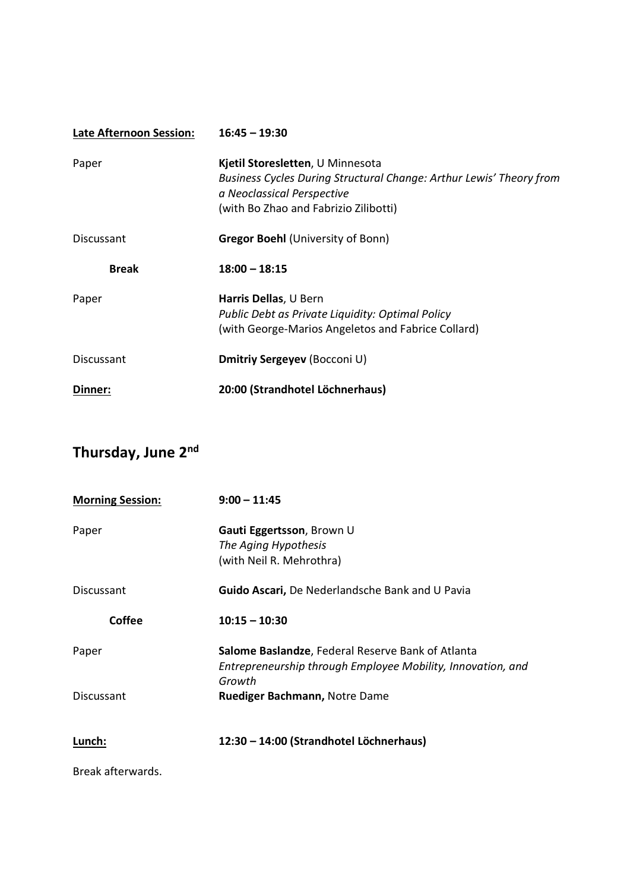| **Late Afternoon Session:** | **16:45 – 19:30** |
|---|---|
| Paper | **Kjetil Storesletten**, U Minnesota<br>*Business Cycles During Structural Change: Arthur Lewis' Theory from a Neoclassical Perspective*<br>(with Bo Zhao and Fabrizio Zilibotti) |
| Discussant | **Gregor Boehl** (University of Bonn) |
| **Break** | **18:00 – 18:15** |
| Paper | **Harris Dellas**, U Bern<br>*Public Debt as Private Liquidity: Optimal Policy*<br>(with George-Marios Angeletos and Fabrice Collard) |
| Discussant | **Dmitriy Sergeyev** (Bocconi U) |
| **Dinner:** | **20:00 (Strandhotel Löchnerhaus)** |

## Thursday, June 2nd

| **Morning Session:** | **9:00 – 11:45** |
|---|---|
| Paper | **Gauti Eggertsson**, Brown U<br>*The Aging Hypothesis*<br>(with Neil R. Mehrothra) |
| Discussant | **Guido Ascari,** De Nederlandsche Bank and U Pavia |
| **Coffee** | **10:15 – 10:30** |
| Paper | **Salome Baslandze**, Federal Reserve Bank of Atlanta<br>*Entrepreneurship through Employee Mobility, Innovation, and Growth* |
| Discussant | **Ruediger Bachmann,** Notre Dame |
| **Lunch:** | **12:30 – 14:00 (Strandhotel Löchnerhaus)** |

Break afterwards.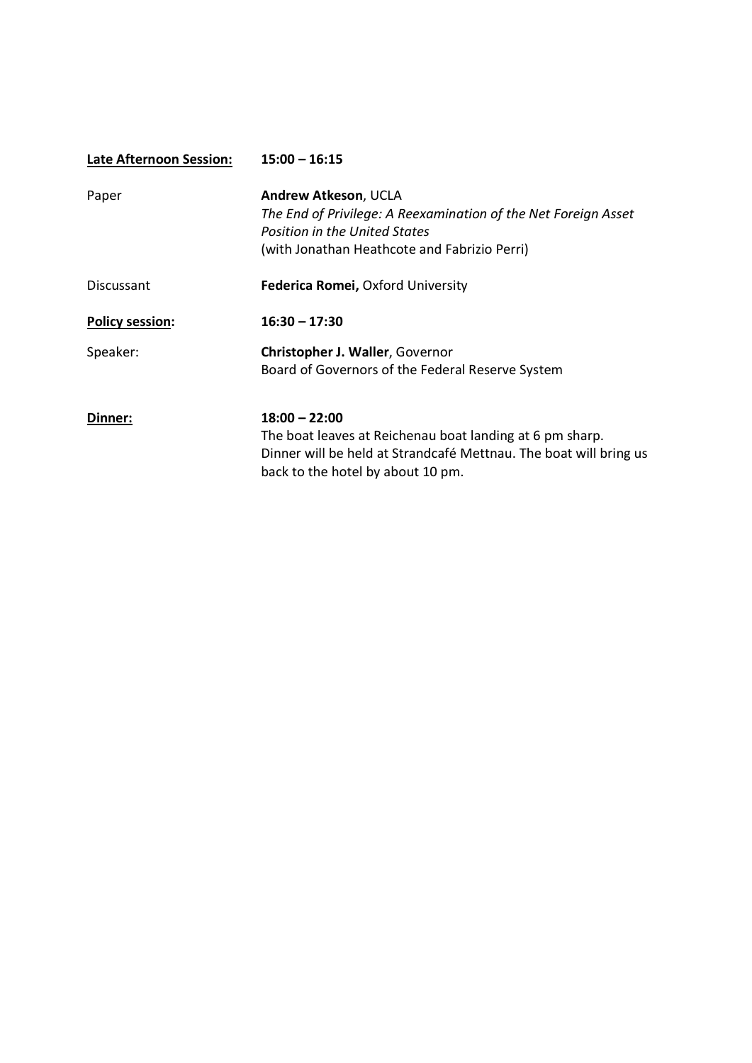**<u>Late Afternoon Session:</u>** **15:00 – 16:15**

Paper

**Andrew Atkeson**, UCLA
*The End of Privilege: A Reexamination of the Net Foreign Asset Position in the United States*
(with Jonathan Heathcote and Fabrizio Perri)

Discussant

**Federica Romei,** Oxford University

**<u>Policy session</u>:** **16:30 – 17:30**

Speaker:

**Christopher J. Waller**, Governor
Board of Governors of the Federal Reserve System

**<u>Dinner:</u>** **18:00 – 22:00**

The boat leaves at Reichenau boat landing at 6 pm sharp.
Dinner will be held at Strandcafé Mettnau. The boat will bring us back to the hotel by about 10 pm.